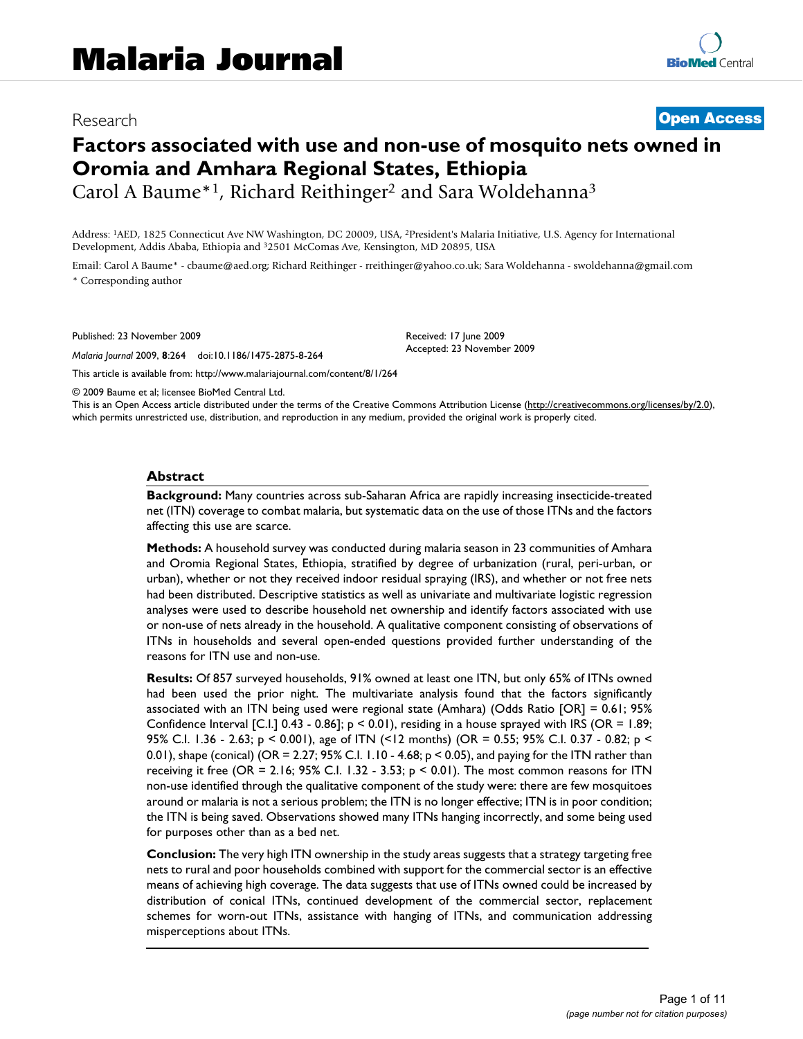Malaria Journal

Research

**Open Access**

# Factors associated with use and non-use of mosquito nets owned in Oromia and Amhara Regional States, Ethiopia

Carol A Baume*[1], Richard Reithinger[2] and Sara Woldehanna[3]

Address: [1]AED, 1825 Connecticut Ave NW Washington, DC 20009, USA, [2]President's Malaria Initiative, U.S. Agency for International Development, Addis Ababa, Ethiopia and [3]2501 McComas Ave, Kensington, MD 20895, USA

Email: Carol A Baume* - cbaume@aed.org; Richard Reithinger - rreithinger@yahoo.co.uk; Sara Woldehanna - swoldehanna@gmail.com

\* Corresponding author

Published: 23 November 2009

*Malaria Journal* 2009, **8**:264 doi:10.1186/1475-2875-8-264

Received: 17 June 2009

Accepted: 23 November 2009

This article is available from: http://www.malariajournal.com/content/8/1/264

© 2009 Baume et al; licensee BioMed Central Ltd.

This is an Open Access article distributed under the terms of the Creative Commons Attribution License (http://creativecommons.org/licenses/by/2.0), which permits unrestricted use, distribution, and reproduction in any medium, provided the original work is properly cited.

## Abstract

**Background:** Many countries across sub-Saharan Africa are rapidly increasing insecticide-treated net (ITN) coverage to combat malaria, but systematic data on the use of those ITNs and the factors affecting this use are scarce.

**Methods:** A household survey was conducted during malaria season in 23 communities of Amhara and Oromia Regional States, Ethiopia, stratified by degree of urbanization (rural, peri-urban, or urban), whether or not they received indoor residual spraying (IRS), and whether or not free nets had been distributed. Descriptive statistics as well as univariate and multivariate logistic regression analyses were used to describe household net ownership and identify factors associated with use or non-use of nets already in the household. A qualitative component consisting of observations of ITNs in households and several open-ended questions provided further understanding of the reasons for ITN use and non-use.

**Results:** Of 857 surveyed households, 91% owned at least one ITN, but only 65% of ITNs owned had been used the prior night. The multivariate analysis found that the factors significantly associated with an ITN being used were regional state (Amhara) (Odds Ratio [OR] = 0.61; 95% Confidence Interval [C.I.] 0.43 - 0.86]; $p < 0.01$), residing in a house sprayed with IRS (OR = 1.89; 95% C.I. 1.36 - 2.63; $p < 0.001$), age of ITN (<12 months) (OR = 0.55; 95% C.I. 0.37 - 0.82; $p < 0.01$), shape (conical) (OR = 2.27; 95% C.I. 1.10 - 4.68; $p < 0.05$), and paying for the ITN rather than receiving it free (OR = 2.16; 95% C.I. 1.32 - 3.53; $p < 0.01$). The most common reasons for ITN non-use identified through the qualitative component of the study were: there are few mosquitoes around or malaria is not a serious problem; the ITN is no longer effective; ITN is in poor condition; the ITN is being saved. Observations showed many ITNs hanging incorrectly, and some being used for purposes other than as a bed net.

**Conclusion:** The very high ITN ownership in the study areas suggests that a strategy targeting free nets to rural and poor households combined with support for the commercial sector is an effective means of achieving high coverage. The data suggests that use of ITNs owned could be increased by distribution of conical ITNs, continued development of the commercial sector, replacement schemes for worn-out ITNs, assistance with hanging of ITNs, and communication addressing misperceptions about ITNs.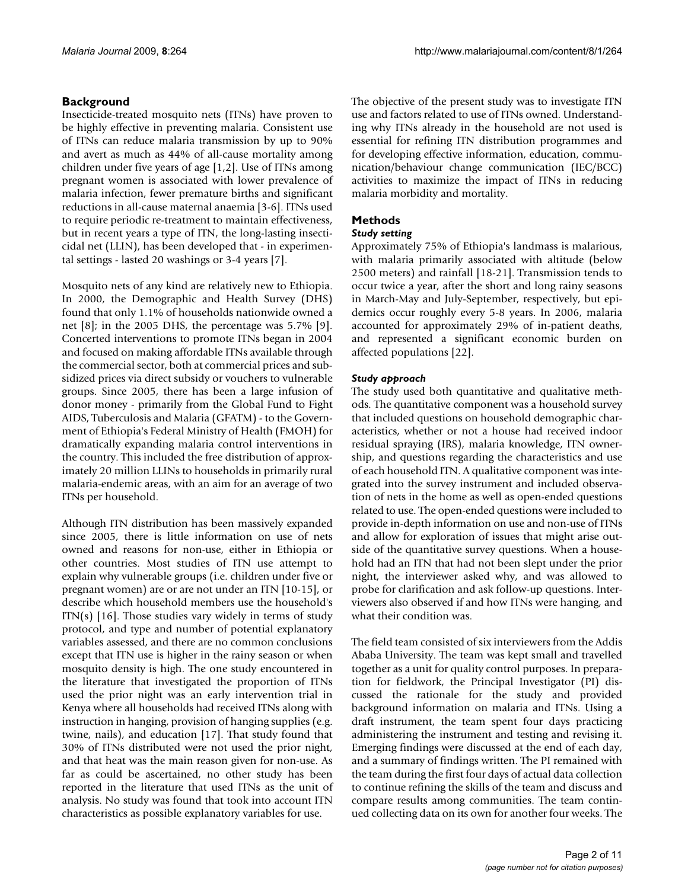## Background

Insecticide-treated mosquito nets (ITNs) have proven to be highly effective in preventing malaria. Consistent use of ITNs can reduce malaria transmission by up to 90% and avert as much as 44% of all-cause mortality among children under five years of age [1,2]. Use of ITNs among pregnant women is associated with lower prevalence of malaria infection, fewer premature births and significant reductions in all-cause maternal anaemia [3-6]. ITNs used to require periodic re-treatment to maintain effectiveness, but in recent years a type of ITN, the long-lasting insecticidal net (LLIN), has been developed that - in experimental settings - lasted 20 washings or 3-4 years [7].

Mosquito nets of any kind are relatively new to Ethiopia. In 2000, the Demographic and Health Survey (DHS) found that only 1.1% of households nationwide owned a net [8]; in the 2005 DHS, the percentage was 5.7% [9]. Concerted interventions to promote ITNs began in 2004 and focused on making affordable ITNs available through the commercial sector, both at commercial prices and subsidized prices via direct subsidy or vouchers to vulnerable groups. Since 2005, there has been a large infusion of donor money - primarily from the Global Fund to Fight AIDS, Tuberculosis and Malaria (GFATM) - to the Government of Ethiopia's Federal Ministry of Health (FMOH) for dramatically expanding malaria control interventions in the country. This included the free distribution of approximately 20 million LLINs to households in primarily rural malaria-endemic areas, with an aim for an average of two ITNs per household.

Although ITN distribution has been massively expanded since 2005, there is little information on use of nets owned and reasons for non-use, either in Ethiopia or other countries. Most studies of ITN use attempt to explain why vulnerable groups (i.e. children under five or pregnant women) are or are not under an ITN [10-15], or describe which household members use the household's ITN(s) [16]. Those studies vary widely in terms of study protocol, and type and number of potential explanatory variables assessed, and there are no common conclusions except that ITN use is higher in the rainy season or when mosquito density is high. The one study encountered in the literature that investigated the proportion of ITNs used the prior night was an early intervention trial in Kenya where all households had received ITNs along with instruction in hanging, provision of hanging supplies (e.g. twine, nails), and education [17]. That study found that 30% of ITNs distributed were not used the prior night, and that heat was the main reason given for non-use. As far as could be ascertained, no other study has been reported in the literature that used ITNs as the unit of analysis. No study was found that took into account ITN characteristics as possible explanatory variables for use.

The objective of the present study was to investigate ITN use and factors related to use of ITNs owned. Understanding why ITNs already in the household are not used is essential for refining ITN distribution programmes and for developing effective information, education, communication/behaviour change communication (IEC/BCC) activities to maximize the impact of ITNs in reducing malaria morbidity and mortality.

## Methods

### *Study setting*

Approximately 75% of Ethiopia's landmass is malarious, with malaria primarily associated with altitude (below 2500 meters) and rainfall [18-21]. Transmission tends to occur twice a year, after the short and long rainy seasons in March-May and July-September, respectively, but epidemics occur roughly every 5-8 years. In 2006, malaria accounted for approximately 29% of in-patient deaths, and represented a significant economic burden on affected populations [22].

### *Study approach*

The study used both quantitative and qualitative methods. The quantitative component was a household survey that included questions on household demographic characteristics, whether or not a house had received indoor residual spraying (IRS), malaria knowledge, ITN ownership, and questions regarding the characteristics and use of each household ITN. A qualitative component was integrated into the survey instrument and included observation of nets in the home as well as open-ended questions related to use. The open-ended questions were included to provide in-depth information on use and non-use of ITNs and allow for exploration of issues that might arise outside of the quantitative survey questions. When a household had an ITN that had not been slept under the prior night, the interviewer asked why, and was allowed to probe for clarification and ask follow-up questions. Interviewers also observed if and how ITNs were hanging, and what their condition was.

The field team consisted of six interviewers from the Addis Ababa University. The team was kept small and travelled together as a unit for quality control purposes. In preparation for fieldwork, the Principal Investigator (PI) discussed the rationale for the study and provided background information on malaria and ITNs. Using a draft instrument, the team spent four days practicing administering the instrument and testing and revising it. Emerging findings were discussed at the end of each day, and a summary of findings written. The PI remained with the team during the first four days of actual data collection to continue refining the skills of the team and discuss and compare results among communities. The team continued collecting data on its own for another four weeks. The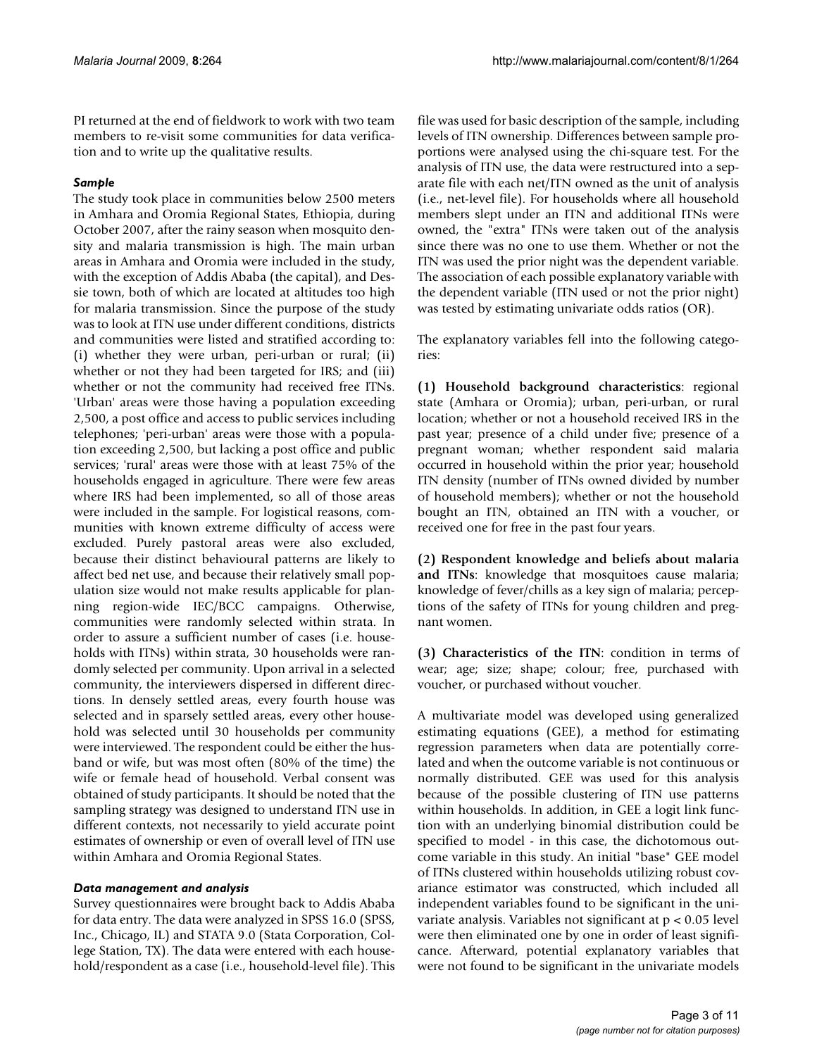PI returned at the end of fieldwork to work with two team members to re-visit some communities for data verification and to write up the qualitative results.

### *Sample*

The study took place in communities below 2500 meters in Amhara and Oromia Regional States, Ethiopia, during October 2007, after the rainy season when mosquito density and malaria transmission is high. The main urban areas in Amhara and Oromia were included in the study, with the exception of Addis Ababa (the capital), and Dessie town, both of which are located at altitudes too high for malaria transmission. Since the purpose of the study was to look at ITN use under different conditions, districts and communities were listed and stratified according to: (i) whether they were urban, peri-urban or rural; (ii) whether or not they had been targeted for IRS; and (iii) whether or not the community had received free ITNs. 'Urban' areas were those having a population exceeding 2,500, a post office and access to public services including telephones; 'peri-urban' areas were those with a population exceeding 2,500, but lacking a post office and public services; 'rural' areas were those with at least 75% of the households engaged in agriculture. There were few areas where IRS had been implemented, so all of those areas were included in the sample. For logistical reasons, communities with known extreme difficulty of access were excluded. Purely pastoral areas were also excluded, because their distinct behavioural patterns are likely to affect bed net use, and because their relatively small population size would not make results applicable for planning region-wide IEC/BCC campaigns. Otherwise, communities were randomly selected within strata. In order to assure a sufficient number of cases (i.e. households with ITNs) within strata, 30 households were randomly selected per community. Upon arrival in a selected community, the interviewers dispersed in different directions. In densely settled areas, every fourth house was selected and in sparsely settled areas, every other household was selected until 30 households per community were interviewed. The respondent could be either the husband or wife, but was most often (80% of the time) the wife or female head of household. Verbal consent was obtained of study participants. It should be noted that the sampling strategy was designed to understand ITN use in different contexts, not necessarily to yield accurate point estimates of ownership or even of overall level of ITN use within Amhara and Oromia Regional States.

### *Data management and analysis*

Survey questionnaires were brought back to Addis Ababa for data entry. The data were analyzed in SPSS 16.0 (SPSS, Inc., Chicago, IL) and STATA 9.0 (Stata Corporation, College Station, TX). The data were entered with each household/respondent as a case (i.e., household-level file). This file was used for basic description of the sample, including levels of ITN ownership. Differences between sample proportions were analysed using the chi-square test. For the analysis of ITN use, the data were restructured into a separate file with each net/ITN owned as the unit of analysis (i.e., net-level file). For households where all household members slept under an ITN and additional ITNs were owned, the "extra" ITNs were taken out of the analysis since there was no one to use them. Whether or not the ITN was used the prior night was the dependent variable. The association of each possible explanatory variable with the dependent variable (ITN used or not the prior night) was tested by estimating univariate odds ratios (OR).

The explanatory variables fell into the following categories:

**(1) Household background characteristics**: regional state (Amhara or Oromia); urban, peri-urban, or rural location; whether or not a household received IRS in the past year; presence of a child under five; presence of a pregnant woman; whether respondent said malaria occurred in household within the prior year; household ITN density (number of ITNs owned divided by number of household members); whether or not the household bought an ITN, obtained an ITN with a voucher, or received one for free in the past four years.

**(2) Respondent knowledge and beliefs about malaria and ITNs**: knowledge that mosquitoes cause malaria; knowledge of fever/chills as a key sign of malaria; perceptions of the safety of ITNs for young children and pregnant women.

**(3) Characteristics of the ITN**: condition in terms of wear; age; size; shape; colour; free, purchased with voucher, or purchased without voucher.

A multivariate model was developed using generalized estimating equations (GEE), a method for estimating regression parameters when data are potentially correlated and when the outcome variable is not continuous or normally distributed. GEE was used for this analysis because of the possible clustering of ITN use patterns within households. In addition, in GEE a logit link function with an underlying binomial distribution could be specified to model - in this case, the dichotomous outcome variable in this study. An initial "base" GEE model of ITNs clustered within households utilizing robust covariance estimator was constructed, which included all independent variables found to be significant in the univariate analysis. Variables not significant at $p < 0.05$ level were then eliminated one by one in order of least significance. Afterward, potential explanatory variables that were not found to be significant in the univariate models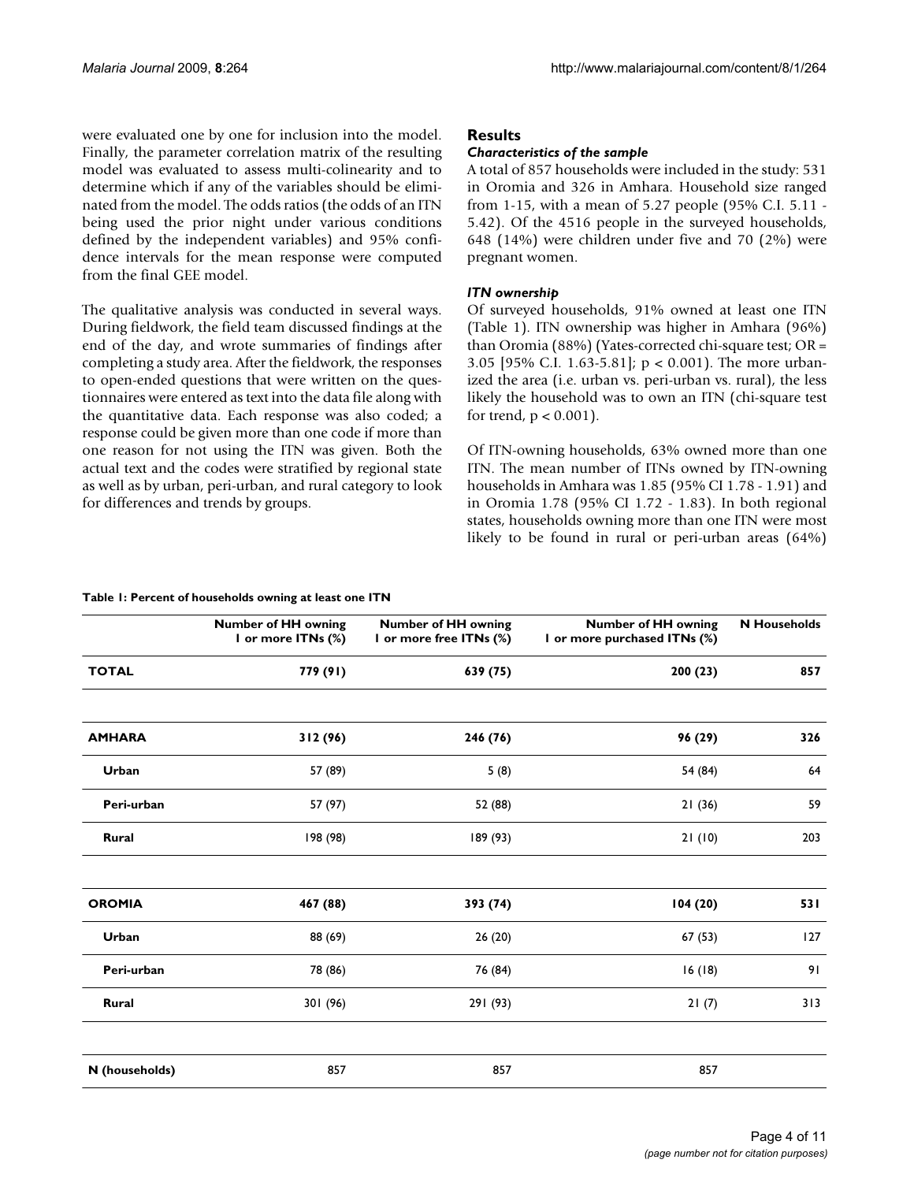were evaluated one by one for inclusion into the model. Finally, the parameter correlation matrix of the resulting model was evaluated to assess multi-colinearity and to determine which if any of the variables should be eliminated from the model. The odds ratios (the odds of an ITN being used the prior night under various conditions defined by the independent variables) and 95% confidence intervals for the mean response were computed from the final GEE model.

The qualitative analysis was conducted in several ways. During fieldwork, the field team discussed findings at the end of the day, and wrote summaries of findings after completing a study area. After the fieldwork, the responses to open-ended questions that were written on the questionnaires were entered as text into the data file along with the quantitative data. Each response was also coded; a response could be given more than one code if more than one reason for not using the ITN was given. Both the actual text and the codes were stratified by regional state as well as by urban, peri-urban, and rural category to look for differences and trends by groups.

## Results

### *Characteristics of the sample*

A total of 857 households were included in the study: 531 in Oromia and 326 in Amhara. Household size ranged from 1-15, with a mean of 5.27 people (95% C.I. 5.11 - 5.42). Of the 4516 people in the surveyed households, 648 (14%) were children under five and 70 (2%) were pregnant women.

### *ITN ownership*

Of surveyed households, 91% owned at least one ITN (Table 1). ITN ownership was higher in Amhara (96%) than Oromia (88%) (Yates-corrected chi-square test; OR = 3.05 [95% C.I. 1.63-5.81]; $p < 0.001$). The more urbanized the area (i.e. urban vs. peri-urban vs. rural), the less likely the household was to own an ITN (chi-square test for trend, $p < 0.001$).

Of ITN-owning households, 63% owned more than one ITN. The mean number of ITNs owned by ITN-owning households in Amhara was 1.85 (95% CI 1.78 - 1.91) and in Oromia 1.78 (95% CI 1.72 - 1.83). In both regional states, households owning more than one ITN were most likely to be found in rural or peri-urban areas (64%)

**Table 1: Percent of households owning at least one ITN**

| | Number of HH owning 1 or more ITNs (%) | Number of HH owning 1 or more free ITNs (%) | Number of HH owning 1 or more purchased ITNs (%) | N Households |
|---|---|---|---|---|
| **TOTAL** | **779 (91)** | **639 (75)** | **200 (23)** | **857** |
| | | | | |
| **AMHARA** | **312 (96)** | **246 (76)** | **96 (29)** | **326** |
| **Urban** | 57 (89) | 5 (8) | 54 (84) | 64 |
| **Peri-urban** | 57 (97) | 52 (88) | 21 (36) | 59 |
| **Rural** | 198 (98) | 189 (93) | 21 (10) | 203 |
| | | | | |
| **OROMIA** | **467 (88)** | **393 (74)** | **104 (20)** | **531** |
| **Urban** | 88 (69) | 26 (20) | 67 (53) | 127 |
| **Peri-urban** | 78 (86) | 76 (84) | 16 (18) | 91 |
| **Rural** | 301 (96) | 291 (93) | 21 (7) | 313 |
| | | | | |
| **N (households)** | 857 | 857 | 857 | |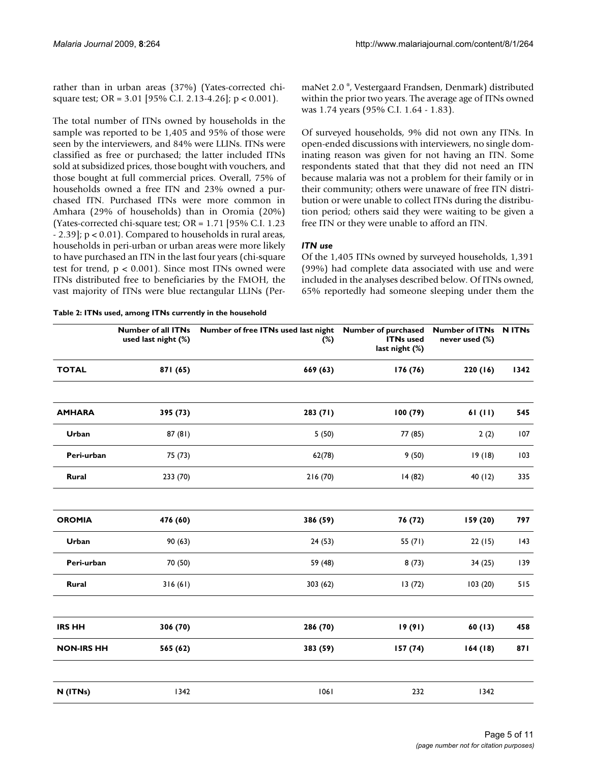rather than in urban areas (37%) (Yates-corrected chi-square test; OR = 3.01 [95% C.I. 2.13-4.26]; $p < 0.001$).

The total number of ITNs owned by households in the sample was reported to be 1,405 and 95% of those were seen by the interviewers, and 84% were LLINs. ITNs were classified as free or purchased; the latter included ITNs sold at subsidized prices, those bought with vouchers, and those bought at full commercial prices. Overall, 75% of households owned a free ITN and 23% owned a purchased ITN. Purchased ITNs were more common in Amhara (29% of households) than in Oromia (20%) (Yates-corrected chi-square test; OR = 1.71 [95% C.I. 1.23 - 2.39]; $p < 0.01$). Compared to households in rural areas, households in peri-urban or urban areas were more likely to have purchased an ITN in the last four years (chi-square test for trend, $p < 0.001$). Since most ITNs owned were ITNs distributed free to beneficiaries by the FMOH, the vast majority of ITNs were blue rectangular LLINs (PermaNet 2.0 ®, Vestergaard Frandsen, Denmark) distributed within the prior two years. The average age of ITNs owned was 1.74 years (95% C.I. 1.64 - 1.83).

Of surveyed households, 9% did not own any ITNs. In open-ended discussions with interviewers, no single dominating reason was given for not having an ITN. Some respondents stated that that they did not need an ITN because malaria was not a problem for their family or in their community; others were unaware of free ITN distribution or were unable to collect ITNs during the distribution period; others said they were waiting to be given a free ITN or they were unable to afford an ITN.

### *ITN use*

Of the 1,405 ITNs owned by surveyed households, 1,391 (99%) had complete data associated with use and were included in the analyses described below. Of ITNs owned, 65% reportedly had someone sleeping under them the

**Table 2: ITNs used, among ITNs currently in the household**

| | Number of all ITNs used last night (%) | Number of free ITNs used last night (%) | Number of purchased ITNs used last night (%) | Number of ITNs never used (%) | N ITNs |
|---|---|---|---|---|---|
| **TOTAL** | **871 (65)** | **669 (63)** | **176 (76)** | **220 (16)** | **1342** |
| **AMHARA** | **395 (73)** | **283 (71)** | **100 (79)** | **61 (11)** | **545** |
| **Urban** | 87 (81) | 5 (50) | 77 (85) | 2 (2) | 107 |
| **Peri-urban** | 75 (73) | 62(78) | 9 (50) | 19 (18) | 103 |
| **Rural** | 233 (70) | 216 (70) | 14 (82) | 40 (12) | 335 |
| **OROMIA** | **476 (60)** | **386 (59)** | **76 (72)** | **159 (20)** | **797** |
| **Urban** | 90 (63) | 24 (53) | 55 (71) | 22 (15) | 143 |
| **Peri-urban** | 70 (50) | 59 (48) | 8 (73) | 34 (25) | 139 |
| **Rural** | 316 (61) | 303 (62) | 13 (72) | 103 (20) | 515 |
| **IRS HH** | **306 (70)** | **286 (70)** | **19 (91)** | **60 (13)** | **458** |
| **NON-IRS HH** | **565 (62)** | **383 (59)** | **157 (74)** | **164 (18)** | **871** |
| **N (ITNs)** | 1342 | 1061 | 232 | 1342 | |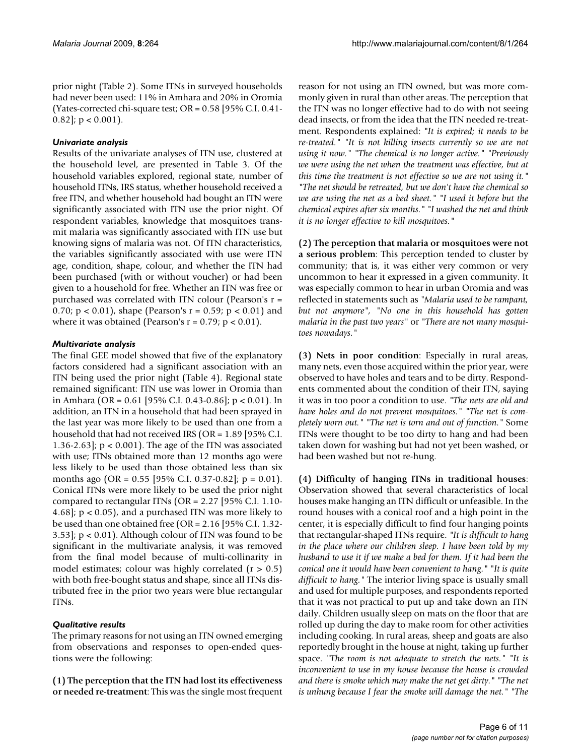prior night (Table 2). Some ITNs in surveyed households had never been used: 11% in Amhara and 20% in Oromia (Yates-corrected chi-square test; OR = 0.58 [95% C.I. 0.41-0.82]; $p < 0.001$).

### *Univariate analysis*

Results of the univariate analyses of ITN use, clustered at the household level, are presented in Table 3. Of the household variables explored, regional state, number of household ITNs, IRS status, whether household received a free ITN, and whether household had bought an ITN were significantly associated with ITN use the prior night. Of respondent variables, knowledge that mosquitoes transmit malaria was significantly associated with ITN use but knowing signs of malaria was not. Of ITN characteristics, the variables significantly associated with use were ITN age, condition, shape, colour, and whether the ITN had been purchased (with or without voucher) or had been given to a household for free. Whether an ITN was free or purchased was correlated with ITN colour (Pearson's $r = 0.70$; $p < 0.01$), shape (Pearson's $r = 0.59$; $p < 0.01$) and where it was obtained (Pearson's $r = 0.79$; $p < 0.01$).

### *Multivariate analysis*

The final GEE model showed that five of the explanatory factors considered had a significant association with an ITN being used the prior night (Table 4). Regional state remained significant: ITN use was lower in Oromia than in Amhara (OR = 0.61 [95% C.I. 0.43-0.86]; $p < 0.01$). In addition, an ITN in a household that had been sprayed in the last year was more likely to be used than one from a household that had not received IRS (OR = 1.89 [95% C.I. 1.36-2.63]; $p < 0.001$). The age of the ITN was associated with use; ITNs obtained more than 12 months ago were less likely to be used than those obtained less than six months ago (OR = 0.55 [95% C.I. 0.37-0.82]; $p = 0.01$). Conical ITNs were more likely to be used the prior night compared to rectangular ITNs (OR = 2.27 [95% C.I. 1.10-4.68]; $p < 0.05$), and a purchased ITN was more likely to be used than one obtained free (OR = 2.16 [95% C.I. 1.32-3.53]; $p < 0.01$). Although colour of ITN was found to be significant in the multivariate analysis, it was removed from the final model because of multi-collinarity in model estimates; colour was highly correlated ($r > 0.5$) with both free-bought status and shape, since all ITNs distributed free in the prior two years were blue rectangular ITNs.

### *Qualitative results*

The primary reasons for not using an ITN owned emerging from observations and responses to open-ended questions were the following:

**(1) The perception that the ITN had lost its effectiveness or needed re-treatment**: This was the single most frequent reason for not using an ITN owned, but was more commonly given in rural than other areas. The perception that the ITN was no longer effective had to do with not seeing dead insects, or from the idea that the ITN needed re-treatment. Respondents explained: *"It is expired; it needs to be re-treated." "It is not killing insects currently so we are not using it now." "The chemical is no longer active." "Previously we were using the net when the treatment was effective, but at this time the treatment is not effective so we are not using it." "The net should be retreated, but we don't have the chemical so we are using the net as a bed sheet." "I used it before but the chemical expires after six months." "I washed the net and think it is no longer effective to kill mosquitoes."*

**(2) The perception that malaria or mosquitoes were not a serious problem**: This perception tended to cluster by community; that is, it was either very common or very uncommon to hear it expressed in a given community. It was especially common to hear in urban Oromia and was reflected in statements such as *"Malaria used to be rampant, but not anymore"*, *"No one in this household has gotten malaria in the past two years"* or *"There are not many mosquitoes nowadays."*

**(3) Nets in poor condition**: Especially in rural areas, many nets, even those acquired within the prior year, were observed to have holes and tears and to be dirty. Respondents commented about the condition of their ITN, saying it was in too poor a condition to use. *"The nets are old and have holes and do not prevent mosquitoes." "The net is completely worn out." "The net is torn and out of function."* Some ITNs were thought to be too dirty to hang and had been taken down for washing but had not yet been washed, or had been washed but not re-hung.

**(4) Difficulty of hanging ITNs in traditional houses**: Observation showed that several characteristics of local houses make hanging an ITN difficult or unfeasible. In the round houses with a conical roof and a high point in the center, it is especially difficult to find four hanging points that rectangular-shaped ITNs require. *"It is difficult to hang in the place where our children sleep. I have been told by my husband to use it if we make a bed for them. If it had been the conical one it would have been convenient to hang." "It is quite difficult to hang."* The interior living space is usually small and used for multiple purposes, and respondents reported that it was not practical to put up and take down an ITN daily. Children usually sleep on mats on the floor that are rolled up during the day to make room for other activities including cooking. In rural areas, sheep and goats are also reportedly brought in the house at night, taking up further space. *"The room is not adequate to stretch the nets." "It is inconvenient to use in my house because the house is crowded and there is smoke which may make the net get dirty." "The net is unhung because I fear the smoke will damage the net." "The*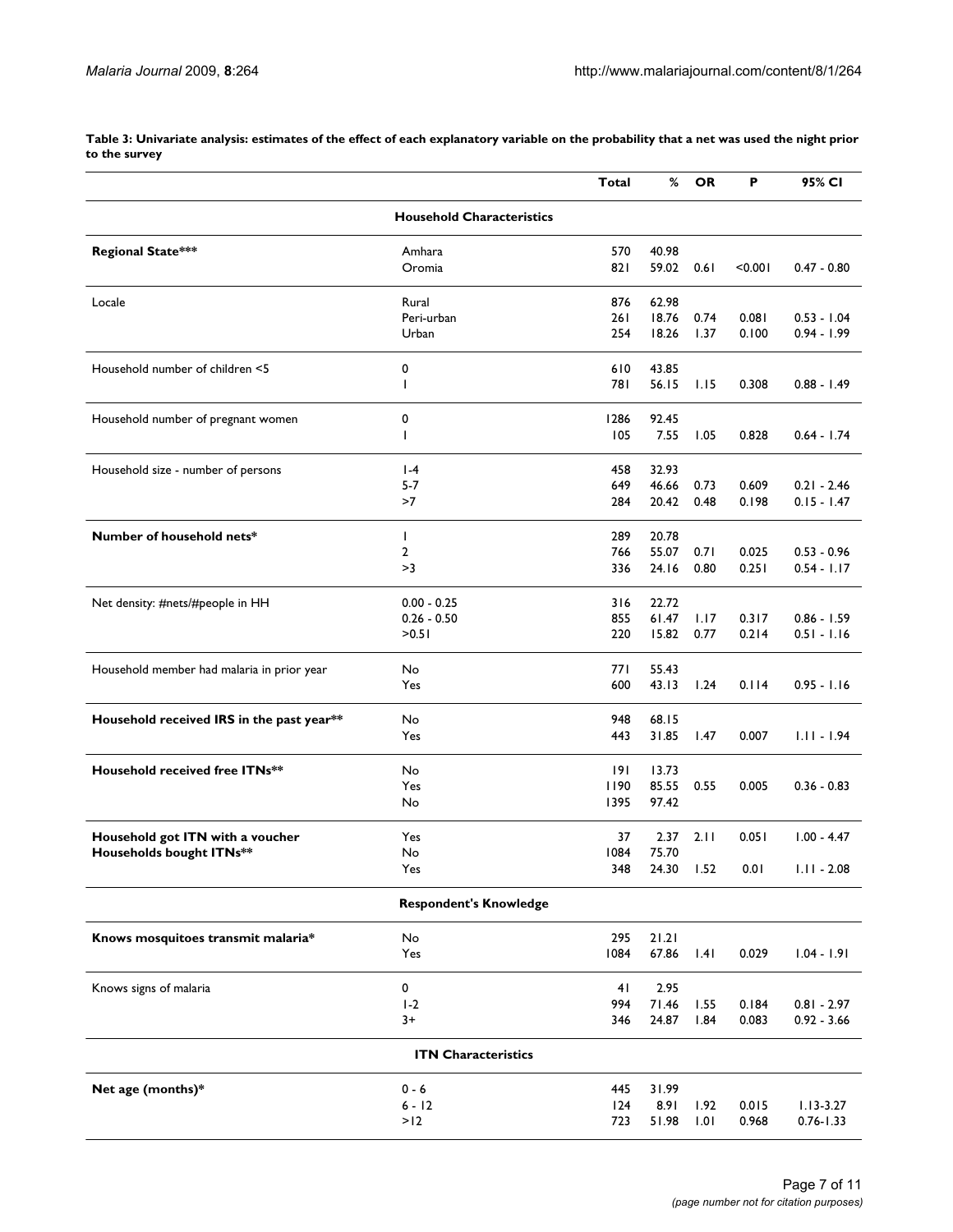**Table 3: Univariate analysis: estimates of the effect of each explanatory variable on the probability that a net was used the night prior to the survey**

| | | Total | % | OR | P | 95% CI |
|---|---|---|---|---|---|---|
| | **Household Characteristics** | | | | | |
| **Regional State*** | Amhara | 570 | 40.98 | | | |
| | Oromia | 821 | 59.02 | 0.61 | <0.001 | 0.47 - 0.80 |
| Locale | Rural | 876 | 62.98 | | | |
| | Peri-urban | 261 | 18.76 | 0.74 | 0.081 | 0.53 - 1.04 |
| | Urban | 254 | 18.26 | 1.37 | 0.100 | 0.94 - 1.99 |
| Household number of children <5 | 0 | 610 | 43.85 | | | |
| | 1 | 781 | 56.15 | 1.15 | 0.308 | 0.88 - 1.49 |
| Household number of pregnant women | 0 | 1286 | 92.45 | | | |
| | 1 | 105 | 7.55 | 1.05 | 0.828 | 0.64 - 1.74 |
| Household size - number of persons | 1-4 | 458 | 32.93 | | | |
| | 5-7 | 649 | 46.66 | 0.73 | 0.609 | 0.21 - 2.46 |
| | >7 | 284 | 20.42 | 0.48 | 0.198 | 0.15 - 1.47 |
| **Number of household nets*** | 1 | 289 | 20.78 | | | |
| | 2 | 766 | 55.07 | 0.71 | 0.025 | 0.53 - 0.96 |
| | >3 | 336 | 24.16 | 0.80 | 0.251 | 0.54 - 1.17 |
| Net density: #nets/#people in HH | 0.00 - 0.25 | 316 | 22.72 | | | |
| | 0.26 - 0.50 | 855 | 61.47 | 1.17 | 0.317 | 0.86 - 1.59 |
| | >0.51 | 220 | 15.82 | 0.77 | 0.214 | 0.51 - 1.16 |
| Household member had malaria in prior year | No | 771 | 55.43 | | | |
| | Yes | 600 | 43.13 | 1.24 | 0.114 | 0.95 - 1.16 |
| **Household received IRS in the past year**** | No | 948 | 68.15 | | | |
| | Yes | 443 | 31.85 | 1.47 | 0.007 | 1.11 - 1.94 |
| **Household received free ITNs**** | No | 191 | 13.73 | | | |
| | Yes | 1190 | 85.55 | 0.55 | 0.005 | 0.36 - 0.83 |
| | No | 1395 | 97.42 | | | |
| **Household got ITN with a voucher** | Yes | 37 | 2.37 | 2.11 | 0.051 | 1.00 - 4.47 |
| **Households bought ITNs**** | No | 1084 | 75.70 | | | |
| | Yes | 348 | 24.30 | 1.52 | 0.01 | 1.11 - 2.08 |
| | **Respondent's Knowledge** | | | | | |
| **Knows mosquitoes transmit malaria*** | No | 295 | 21.21 | | | |
| | Yes | 1084 | 67.86 | 1.41 | 0.029 | 1.04 - 1.91 |
| Knows signs of malaria | 0 | 41 | 2.95 | | | |
| | 1-2 | 994 | 71.46 | 1.55 | 0.184 | 0.81 - 2.97 |
| | 3+ | 346 | 24.87 | 1.84 | 0.083 | 0.92 - 3.66 |
| | **ITN Characteristics** | | | | | |
| **Net age (months)*** | 0 - 6 | 445 | 31.99 | | | |
| | 6 - 12 | 124 | 8.91 | 1.92 | 0.015 | 1.13-3.27 |
| | >12 | 723 | 51.98 | 1.01 | 0.968 | 0.76-1.33 |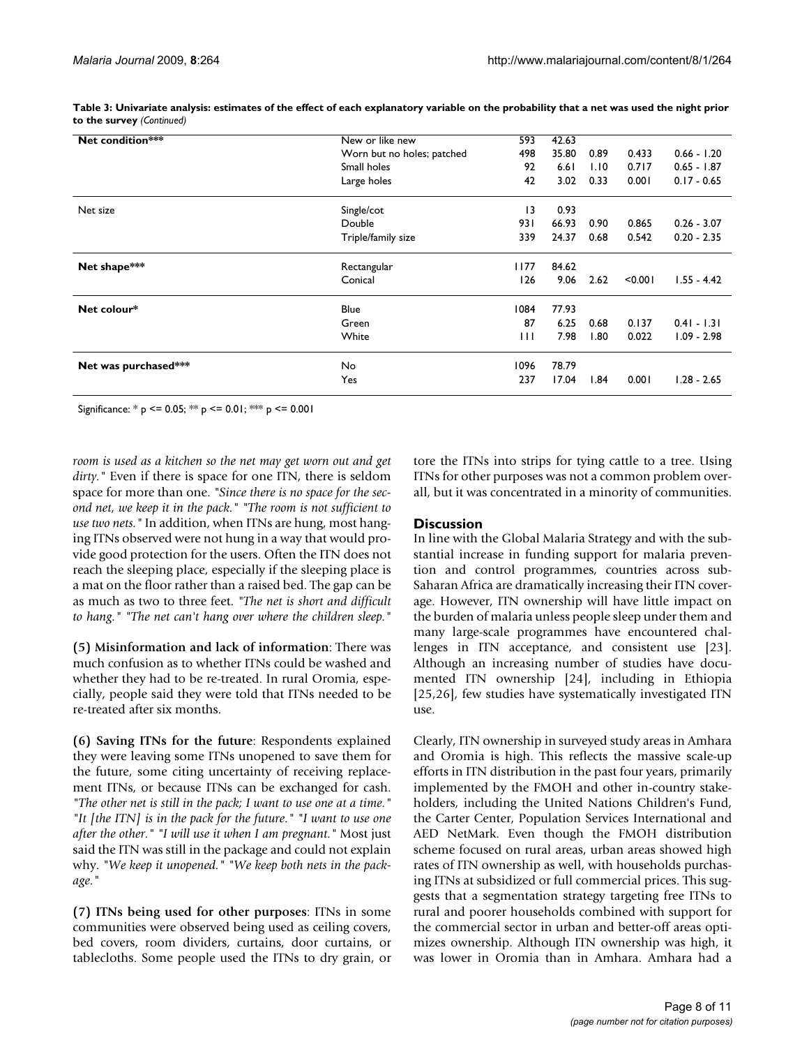**Table 3: Univariate analysis: estimates of the effect of each explanatory variable on the probability that a net was used the night prior to the survey** *(Continued)*

| | | | | | | |
|---|---|---|---|---|---|---|
| **Net condition*** ** | New or like new | 593 | 42.63 | | | |
| | Worn but no holes; patched | 498 | 35.80 | 0.89 | 0.433 | 0.66 - 1.20 |
| | Small holes | 92 | 6.61 | 1.10 | 0.717 | 0.65 - 1.87 |
| | Large holes | 42 | 3.02 | 0.33 | 0.001 | 0.17 - 0.65 |
| Net size | Single/cot | 13 | 0.93 | | | |
| | Double | 931 | 66.93 | 0.90 | 0.865 | 0.26 - 3.07 |
| | Triple/family size | 339 | 24.37 | 0.68 | 0.542 | 0.20 - 2.35 |
| **Net shape*** ** | Rectangular | 1177 | 84.62 | | | |
| | Conical | 126 | 9.06 | 2.62 | <0.001 | 1.55 - 4.42 |
| **Net colour*** | Blue | 1084 | 77.93 | | | |
| | Green | 87 | 6.25 | 0.68 | 0.137 | 0.41 - 1.31 |
| | White | 111 | 7.98 | 1.80 | 0.022 | 1.09 - 2.98 |
| **Net was purchased*** ** | No | 1096 | 78.79 | | | |
| | Yes | 237 | 17.04 | 1.84 | 0.001 | 1.28 - 2.65 |

Significance: * p <= 0.05; ** p <= 0.01; *** p <= 0.001

*room is used as a kitchen so the net may get worn out and get dirty."* Even if there is space for one ITN, there is seldom space for more than one. *"Since there is no space for the second net, we keep it in the pack." "The room is not sufficient to use two nets."* In addition, when ITNs are hung, most hanging ITNs observed were not hung in a way that would provide good protection for the users. Often the ITN does not reach the sleeping place, especially if the sleeping place is a mat on the floor rather than a raised bed. The gap can be as much as two to three feet. *"The net is short and difficult to hang." "The net can't hang over where the children sleep."*

**(5) Misinformation and lack of information**: There was much confusion as to whether ITNs could be washed and whether they had to be re-treated. In rural Oromia, especially, people said they were told that ITNs needed to be re-treated after six months.

**(6) Saving ITNs for the future**: Respondents explained they were leaving some ITNs unopened to save them for the future, some citing uncertainty of receiving replacement ITNs, or because ITNs can be exchanged for cash. *"The other net is still in the pack; I want to use one at a time." "It [the ITN] is in the pack for the future." "I want to use one after the other." "I will use it when I am pregnant."* Most just said the ITN was still in the package and could not explain why. *"We keep it unopened." "We keep both nets in the package."*

**(7) ITNs being used for other purposes**: ITNs in some communities were observed being used as ceiling covers, bed covers, room dividers, curtains, door curtains, or tablecloths. Some people used the ITNs to dry grain, or tore the ITNs into strips for tying cattle to a tree. Using ITNs for other purposes was not a common problem overall, but it was concentrated in a minority of communities.

## Discussion

In line with the Global Malaria Strategy and with the substantial increase in funding support for malaria prevention and control programmes, countries across sub-Saharan Africa are dramatically increasing their ITN coverage. However, ITN ownership will have little impact on the burden of malaria unless people sleep under them and many large-scale programmes have encountered challenges in ITN acceptance, and consistent use [23]. Although an increasing number of studies have documented ITN ownership [24], including in Ethiopia [25,26], few studies have systematically investigated ITN use.

Clearly, ITN ownership in surveyed study areas in Amhara and Oromia is high. This reflects the massive scale-up efforts in ITN distribution in the past four years, primarily implemented by the FMOH and other in-country stakeholders, including the United Nations Children's Fund, the Carter Center, Population Services International and AED NetMark. Even though the FMOH distribution scheme focused on rural areas, urban areas showed high rates of ITN ownership as well, with households purchasing ITNs at subsidized or full commercial prices. This suggests that a segmentation strategy targeting free ITNs to rural and poorer households combined with support for the commercial sector in urban and better-off areas optimizes ownership. Although ITN ownership was high, it was lower in Oromia than in Amhara. Amhara had a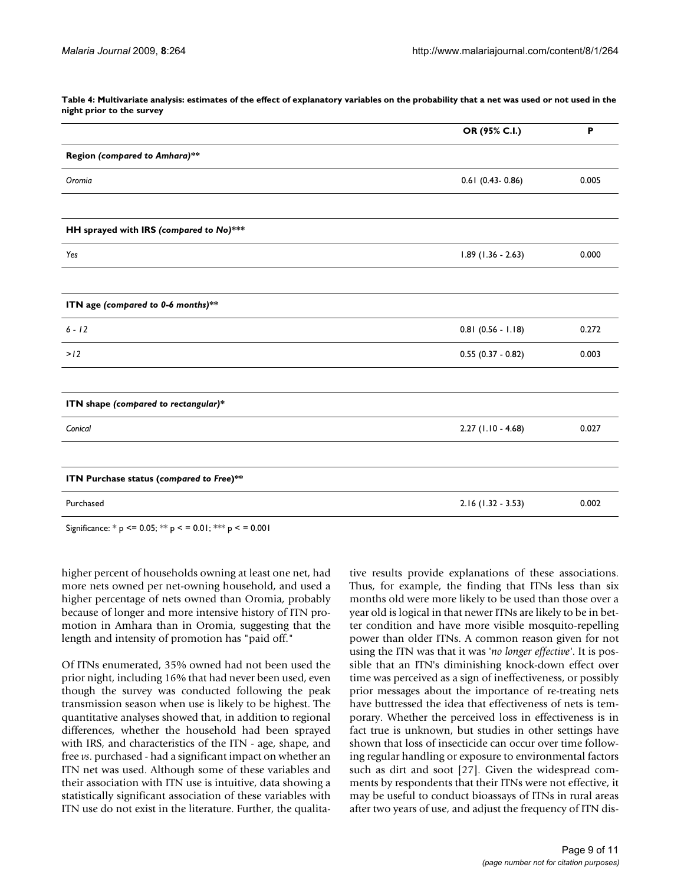**Table 4: Multivariate analysis: estimates of the effect of explanatory variables on the probability that a net was used or not used in the night prior to the survey**

| | OR (95% C.I.) | P |
|---|---|---|
| **Region** ***(compared to Amhara)*****\*\*** | | |
| *Oromia* | 0.61 (0.43- 0.86) | 0.005 |
| | | |
| **HH sprayed with IRS** ***(compared to No)*****\*\*\*** | | |
| *Yes* | 1.89 (1.36 - 2.63) | 0.000 |
| | | |
| **ITN age** ***(compared to 0-6 months)*****\*\*** | | |
| *6 - 12* | 0.81 (0.56 - 1.18) | 0.272 |
| *>12* | 0.55 (0.37 - 0.82) | 0.003 |
| | | |
| **ITN shape** ***(compared to rectangular)*****\*** | | |
| *Conical* | 2.27 (1.10 - 4.68) | 0.027 |
| | | |
| **ITN Purchase status (*****compared to Free*****)\*\*** | | |
| Purchased | 2.16 (1.32 - 3.53) | 0.002 |

Significance: * $p <= 0.05$; ** $p < = 0.01$; *** $p < = 0.001$

higher percent of households owning at least one net, had more nets owned per net-owning household, and used a higher percentage of nets owned than Oromia, probably because of longer and more intensive history of ITN promotion in Amhara than in Oromia, suggesting that the length and intensity of promotion has "paid off."

Of ITNs enumerated, 35% owned had not been used the prior night, including 16% that had never been used, even though the survey was conducted following the peak transmission season when use is likely to be highest. The quantitative analyses showed that, in addition to regional differences, whether the household had been sprayed with IRS, and characteristics of the ITN - age, shape, and free *vs*. purchased - had a significant impact on whether an ITN net was used. Although some of these variables and their association with ITN use is intuitive, data showing a statistically significant association of these variables with ITN use do not exist in the literature. Further, the qualitative results provide explanations of these associations. Thus, for example, the finding that ITNs less than six months old were more likely to be used than those over a year old is logical in that newer ITNs are likely to be in better condition and have more visible mosquito-repelling power than older ITNs. A common reason given for not using the ITN was that it was '*no longer effective*'. It is possible that an ITN's diminishing knock-down effect over time was perceived as a sign of ineffectiveness, or possibly prior messages about the importance of re-treating nets have buttressed the idea that effectiveness of nets is temporary. Whether the perceived loss in effectiveness is in fact true is unknown, but studies in other settings have shown that loss of insecticide can occur over time following regular handling or exposure to environmental factors such as dirt and soot [27]. Given the widespread comments by respondents that their ITNs were not effective, it may be useful to conduct bioassays of ITNs in rural areas after two years of use, and adjust the frequency of ITN dis-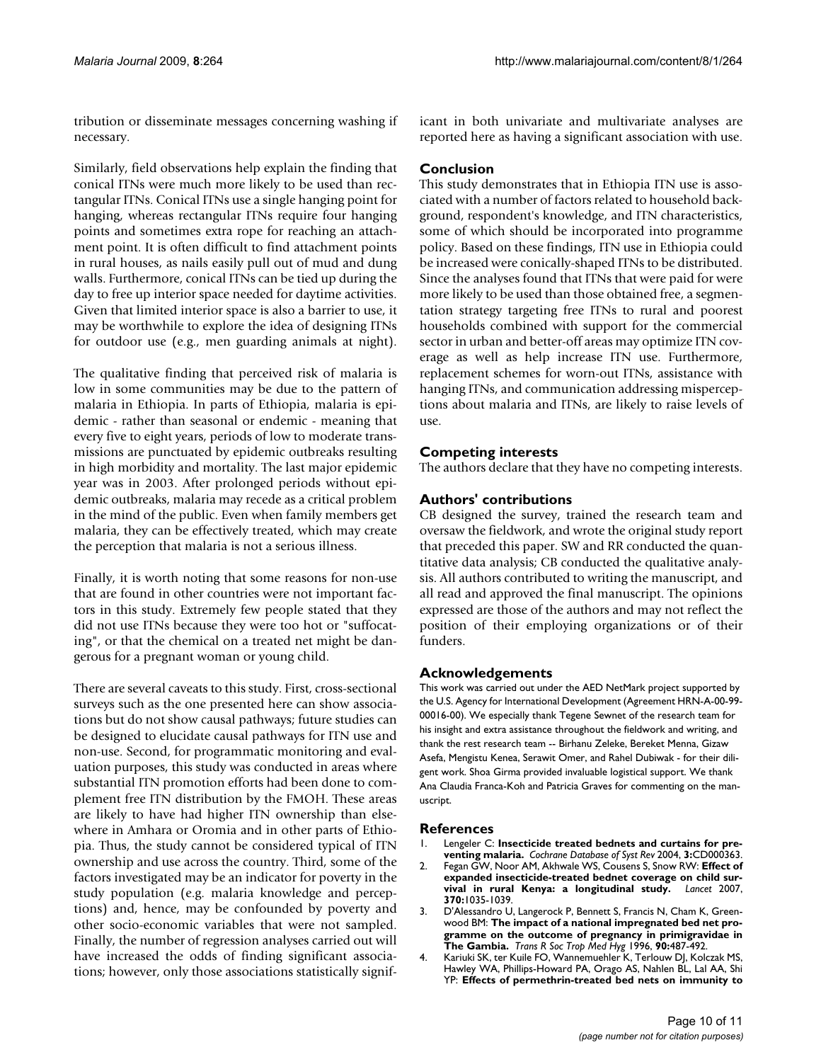tribution or disseminate messages concerning washing if necessary.

Similarly, field observations help explain the finding that conical ITNs were much more likely to be used than rectangular ITNs. Conical ITNs use a single hanging point for hanging, whereas rectangular ITNs require four hanging points and sometimes extra rope for reaching an attachment point. It is often difficult to find attachment points in rural houses, as nails easily pull out of mud and dung walls. Furthermore, conical ITNs can be tied up during the day to free up interior space needed for daytime activities. Given that limited interior space is also a barrier to use, it may be worthwhile to explore the idea of designing ITNs for outdoor use (e.g., men guarding animals at night).

The qualitative finding that perceived risk of malaria is low in some communities may be due to the pattern of malaria in Ethiopia. In parts of Ethiopia, malaria is epidemic - rather than seasonal or endemic - meaning that every five to eight years, periods of low to moderate transmissions are punctuated by epidemic outbreaks resulting in high morbidity and mortality. The last major epidemic year was in 2003. After prolonged periods without epidemic outbreaks, malaria may recede as a critical problem in the mind of the public. Even when family members get malaria, they can be effectively treated, which may create the perception that malaria is not a serious illness.

Finally, it is worth noting that some reasons for non-use that are found in other countries were not important factors in this study. Extremely few people stated that they did not use ITNs because they were too hot or "suffocating", or that the chemical on a treated net might be dangerous for a pregnant woman or young child.

There are several caveats to this study. First, cross-sectional surveys such as the one presented here can show associations but do not show causal pathways; future studies can be designed to elucidate causal pathways for ITN use and non-use. Second, for programmatic monitoring and evaluation purposes, this study was conducted in areas where substantial ITN promotion efforts had been done to complement free ITN distribution by the FMOH. These areas are likely to have had higher ITN ownership than elsewhere in Amhara or Oromia and in other parts of Ethiopia. Thus, the study cannot be considered typical of ITN ownership and use across the country. Third, some of the factors investigated may be an indicator for poverty in the study population (e.g. malaria knowledge and perceptions) and, hence, may be confounded by poverty and other socio-economic variables that were not sampled. Finally, the number of regression analyses carried out will have increased the odds of finding significant associations; however, only those associations statistically significant in both univariate and multivariate analyses are reported here as having a significant association with use.

## Conclusion

This study demonstrates that in Ethiopia ITN use is associated with a number of factors related to household background, respondent's knowledge, and ITN characteristics, some of which should be incorporated into programme policy. Based on these findings, ITN use in Ethiopia could be increased were conically-shaped ITNs to be distributed. Since the analyses found that ITNs that were paid for were more likely to be used than those obtained free, a segmentation strategy targeting free ITNs to rural and poorest households combined with support for the commercial sector in urban and better-off areas may optimize ITN coverage as well as help increase ITN use. Furthermore, replacement schemes for worn-out ITNs, assistance with hanging ITNs, and communication addressing misperceptions about malaria and ITNs, are likely to raise levels of use.

## Competing interests

The authors declare that they have no competing interests.

## Authors' contributions

CB designed the survey, trained the research team and oversaw the fieldwork, and wrote the original study report that preceded this paper. SW and RR conducted the quantitative data analysis; CB conducted the qualitative analysis. All authors contributed to writing the manuscript, and all read and approved the final manuscript. The opinions expressed are those of the authors and may not reflect the position of their employing organizations or of their funders.

## Acknowledgements

This work was carried out under the AED NetMark project supported by the U.S. Agency for International Development (Agreement HRN-A-00-99-00016-00). We especially thank Tegene Sewnet of the research team for his insight and extra assistance throughout the fieldwork and writing, and thank the rest research team -- Birhanu Zeleke, Bereket Menna, Gizaw Asefa, Mengistu Kenea, Serawit Omer, and Rahel Dubiwak - for their diligent work. Shoa Girma provided invaluable logistical support. We thank Ana Claudia Franca-Koh and Patricia Graves for commenting on the manuscript.

## References

1. Lengeler C: **Insecticide treated bednets and curtains for preventing malaria.** *Cochrane Database of Syst Rev* 2004, **3:**CD000363.
2. Fegan GW, Noor AM, Akhwale WS, Cousens S, Snow RW: **Effect of expanded insecticide-treated bednet coverage on child survival in rural Kenya: a longitudinal study.** *Lancet* 2007, **370:**1035-1039.
3. D'Alessandro U, Langerock P, Bennett S, Francis N, Cham K, Greenwood BM: **The impact of a national impregnated bed net programme on the outcome of pregnancy in primigravidae in The Gambia.** *Trans R Soc Trop Med Hyg* 1996, **90:**487-492.
4. Kariuki SK, ter Kuile FO, Wannemuehler K, Terlouw DJ, Kolczak MS, Hawley WA, Phillips-Howard PA, Orago AS, Nahlen BL, Lal AA, Shi YP: **Effects of permethrin-treated bed nets on immunity to**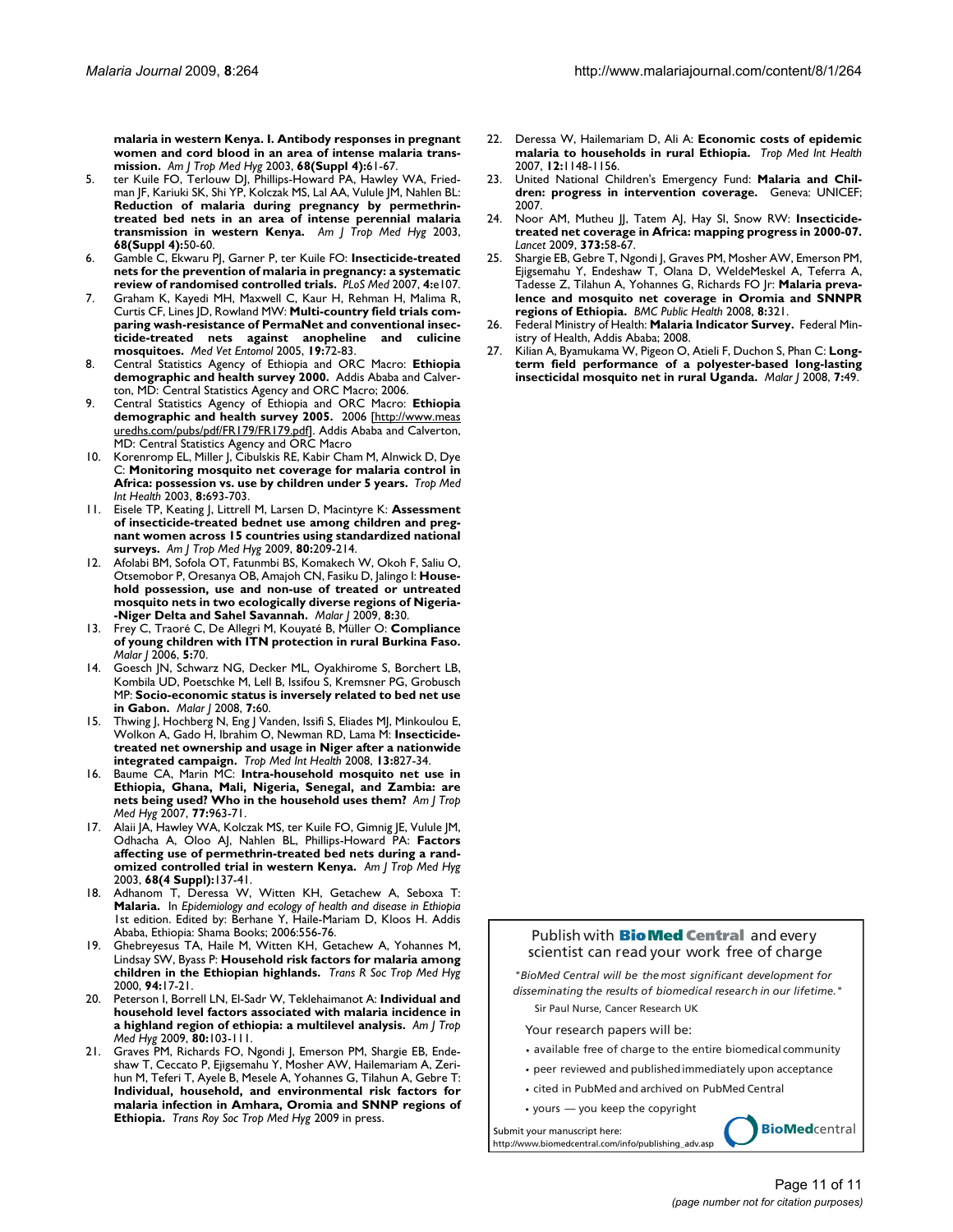malaria in western Kenya. I. Antibody responses in pregnant women and cord blood in an area of intense malaria transmission.** *Am J Trop Med Hyg* 2003, **68(Suppl 4):**61-67.

5. ter Kuile FO, Terlouw DJ, Phillips-Howard PA, Hawley WA, Friedman JF, Kariuki SK, Shi YP, Kolczak MS, Lal AA, Vulule JM, Nahlen BL: **Reduction of malaria during pregnancy by permethrin-treated bed nets in an area of intense perennial malaria transmission in western Kenya.** *Am J Trop Med Hyg* 2003, **68(Suppl 4):**50-60.
6. Gamble C, Ekwaru PJ, Garner P, ter Kuile FO: **Insecticide-treated nets for the prevention of malaria in pregnancy: a systematic review of randomised controlled trials.** *PLoS Med* 2007, **4:**e107.
7. Graham K, Kayedi MH, Maxwell C, Kaur H, Rehman H, Malima R, Curtis CF, Lines JD, Rowland MW: **Multi-country field trials comparing wash-resistance of PermaNet and conventional insecticide-treated nets against anopheline and culicine mosquitoes.** *Med Vet Entomol* 2005, **19:**72-83.
8. Central Statistics Agency of Ethiopia and ORC Macro: **Ethiopia demographic and health survey 2000.** Addis Ababa and Calverton, MD: Central Statistics Agency and ORC Macro; 2006.
9. Central Statistics Agency of Ethiopia and ORC Macro: **Ethiopia demographic and health survey 2005.** 2006 [http://www.measuredhs.com/pubs/pdf/FR179/FR179.pdf]. Addis Ababa and Calverton, MD: Central Statistics Agency and ORC Macro
10. Korenromp EL, Miller J, Cibulskis RE, Kabir Cham M, Alnwick D, Dye C: **Monitoring mosquito net coverage for malaria control in Africa: possession vs. use by children under 5 years.** *Trop Med Int Health* 2003, **8:**693-703.
11. Eisele TP, Keating J, Littrell M, Larsen D, Macintyre K: **Assessment of insecticide-treated bednet use among children and pregnant women across 15 countries using standardized national surveys.** *Am J Trop Med Hyg* 2009, **80:**209-214.
12. Afolabi BM, Sofola OT, Fatunmbi BS, Komakech W, Okoh F, Saliu O, Otsemobor P, Oresanya OB, Amajoh CN, Fasiku D, Jalingo I: **Household possession, use and non-use of treated or untreated mosquito nets in two ecologically diverse regions of Nigeria--Niger Delta and Sahel Savannah.** *Malar J* 2009, **8:**30.
13. Frey C, Traoré C, De Allegri M, Kouyaté B, Müller O: **Compliance of young children with ITN protection in rural Burkina Faso.** *Malar J* 2006, **5:**70.
14. Goesch JN, Schwarz NG, Decker ML, Oyakhirome S, Borchert LB, Kombila UD, Poetschke M, Lell B, Issifou S, Kremsner PG, Grobusch MP: **Socio-economic status is inversely related to bed net use in Gabon.** *Malar J* 2008, **7:**60.
15. Thwing J, Hochberg N, Eng J Vanden, Issifi S, Eliades MJ, Minkoulou E, Wolkon A, Gado H, Ibrahim O, Newman RD, Lama M: **Insecticide-treated net ownership and usage in Niger after a nationwide integrated campaign.** *Trop Med Int Health* 2008, **13:**827-34.
16. Baume CA, Marin MC: **Intra-household mosquito net use in Ethiopia, Ghana, Mali, Nigeria, Senegal, and Zambia: are nets being used? Who in the household uses them?** *Am J Trop Med Hyg* 2007, **77:**963-71.
17. Alaii JA, Hawley WA, Kolczak MS, ter Kuile FO, Gimnig JE, Vulule JM, Odhacha A, Oloo AJ, Nahlen BL, Phillips-Howard PA: **Factors affecting use of permethrin-treated bed nets during a randomized controlled trial in western Kenya.** *Am J Trop Med Hyg* 2003, **68(4 Suppl):**137-41.
18. Adhanom T, Deressa W, Witten KH, Getachew A, Seboxa T: **Malaria.** In *Epidemiology and ecology of health and disease in Ethiopia* 1st edition. Edited by: Berhane Y, Haile-Mariam D, Kloos H. Addis Ababa, Ethiopia: Shama Books; 2006:556-76.
19. Ghebreyesus TA, Haile M, Witten KH, Getachew A, Yohannes M, Lindsay SW, Byass P: **Household risk factors for malaria among children in the Ethiopian highlands.** *Trans R Soc Trop Med Hyg* 2000, **94:**17-21.
20. Peterson I, Borrell LN, El-Sadr W, Teklehaimanot A: **Individual and household level factors associated with malaria incidence in a highland region of ethiopia: a multilevel analysis.** *Am J Trop Med Hyg* 2009, **80:**103-111.
21. Graves PM, Richards FO, Ngondi J, Emerson PM, Shargie EB, Endeshaw T, Ceccato P, Ejigsemahu Y, Mosher AW, Hailemariam A, Zerihun M, Teferi T, Ayele B, Mesele A, Yohannes G, Tilahun A, Gebre T: **Individual, household, and environmental risk factors for malaria infection in Amhara, Oromia and SNNP regions of Ethiopia.** *Trans Roy Soc Trop Med Hyg* 2009 in press.
22. Deressa W, Hailemariam D, Ali A: **Economic costs of epidemic malaria to households in rural Ethiopia.** *Trop Med Int Health* 2007, **12:**1148-1156.
23. United National Children's Emergency Fund: **Malaria and Children: progress in intervention coverage.** Geneva: UNICEF; 2007.
24. Noor AM, Mutheu JJ, Tatem AJ, Hay SI, Snow RW: **Insecticide-treated net coverage in Africa: mapping progress in 2000-07.** *Lancet* 2009, **373:**58-67.
25. Shargie EB, Gebre T, Ngondi J, Graves PM, Mosher AW, Emerson PM, Ejigsemahu Y, Endeshaw T, Olana D, WeldeMeskel A, Teferra A, Tadesse Z, Tilahun A, Yohannes G, Richards FO Jr: **Malaria prevalence and mosquito net coverage in Oromia and SNNPR regions of Ethiopia.** *BMC Public Health* 2008, **8:**321.
26. Federal Ministry of Health: **Malaria Indicator Survey.** Federal Ministry of Health, Addis Ababa; 2008.
27. Kilian A, Byamukama W, Pigeon O, Atieli F, Duchon S, Phan C: **Long-term field performance of a polyester-based long-lasting insecticidal mosquito net in rural Uganda.** *Malar J* 2008, **7:**49.

Publish with **BioMed Central** and every scientist can read your work free of charge

*"BioMed Central will be the most significant development for disseminating the results of biomedical research in our lifetime."*
Sir Paul Nurse, Cancer Research UK

Your research papers will be:

- available free of charge to the entire biomedical community
- peer reviewed and published immediately upon acceptance
- cited in PubMed and archived on PubMed Central
- yours — you keep the copyright

Submit your manuscript here:
http://www.biomedcentral.com/info/publishing_adv.asp

BioMedcentral